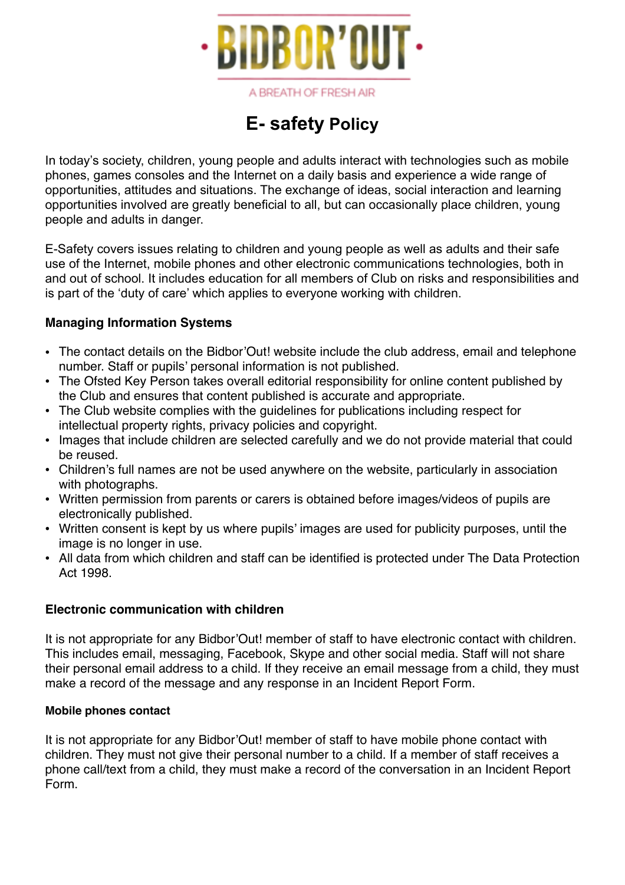BIDBOR'OUT

A BREATH OF FRESH AIR

# E- safety Policy

In today's society, children, young people and adults interact with technologies such as mobile phones, games consoles and the Internet on a daily basis and experience a wide range of opportunities, attitudes and situations. The exchange of ideas, social interaction and learning opportunities involved are greatly beneficial to all, but can occasionally place children, young people and adults in danger.

E-Safety covers issues relating to children and young people as well as adults and their safe use of the Internet, mobile phones and other electronic communications technologies, both in and out of school. It includes education for all members of Club on risks and responsibilities and is part of the 'duty of care' which applies to everyone working with children.

### Managing Information Systems

- The contact details on the Bidbor'Out! website include the club address, email and telephone number. Staff or pupils' personal information is not published.
- The Ofsted Key Person takes overall editorial responsibility for online content published by the Club and ensures that content published is accurate and appropriate.
- The Club website complies with the guidelines for publications including respect for intellectual property rights, privacy policies and copyright.
- Images that include children are selected carefully and we do not provide material that could be reused.
- Children's full names are not be used anywhere on the website, particularly in association with photographs.
- Written permission from parents or carers is obtained before images/videos of pupils are electronically published.
- Written consent is kept by us where pupils' images are used for publicity purposes, until the image is no longer in use.
- All data from which children and staff can be identified is protected under The Data Protection Act 1998.

### Electronic communication with children

It is not appropriate for any Bidbor'Out! member of staff to have electronic contact with children. This includes email, messaging, Facebook, Skype and other social media. Staff will not share their personal email address to a child. If they receive an email message from a child, they must make a record of the message and any response in an Incident Report Form.

#### Mobile phones contact

It is not appropriate for any Bidbor'Out! member of staff to have mobile phone contact with children. They must not give their personal number to a child. If a member of staff receives a phone call/text from a child, they must make a record of the conversation in an Incident Report Form.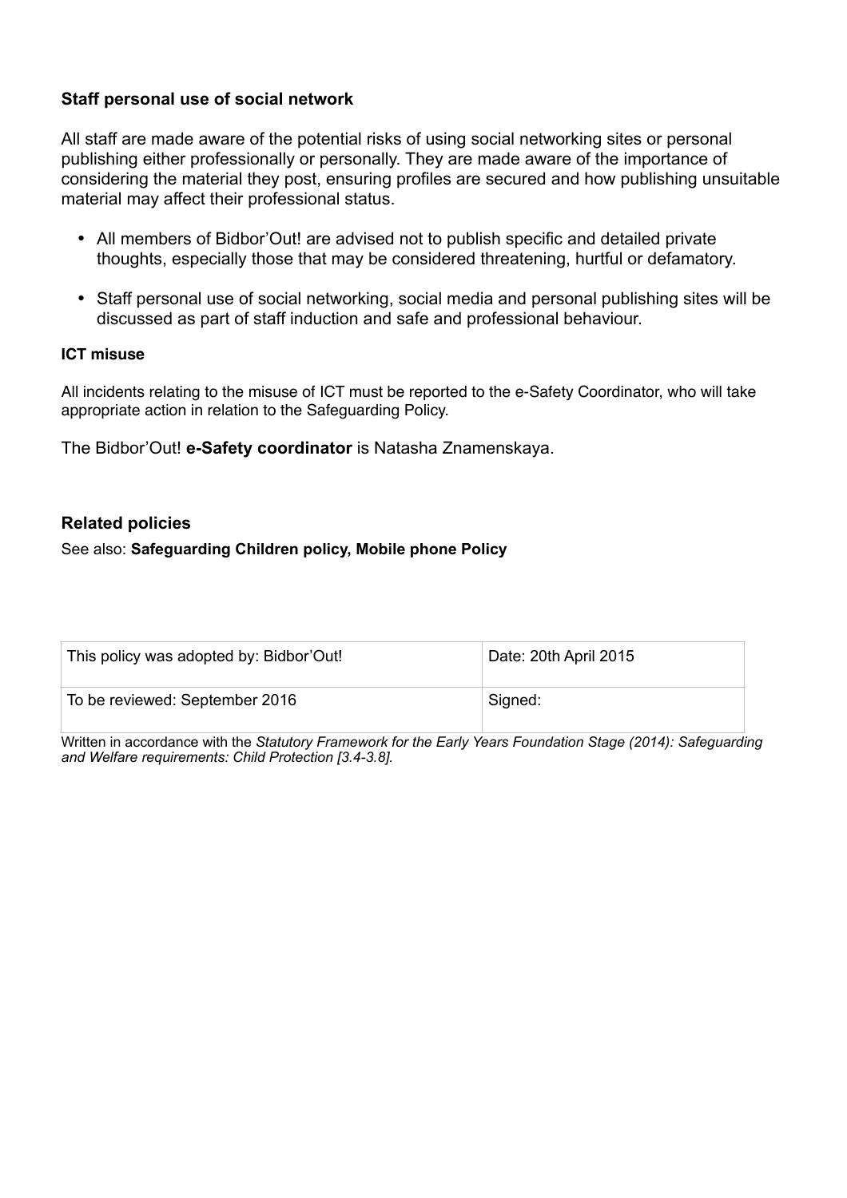### Staff personal use of social network

All staff are made aware of the potential risks of using social networking sites or personal publishing either professionally or personally. They are made aware of the importance of considering the material they post, ensuring profiles are secured and how publishing unsuitable material may affect their professional status.

- All members of Bidbor'Out! are advised not to publish specific and detailed private thoughts, especially those that may be considered threatening, hurtful or defamatory.
- Staff personal use of social networking, social media and personal publishing sites will be discussed as part of staff induction and safe and professional behaviour.

#### ICT misuse

All incidents relating to the misuse of ICT must be reported to the e-Safety Coordinator, who will take appropriate action in relation to the Safeguarding Policy.

The Bidbor'Out! **e-Safety coordinator** is Natasha Znamenskaya.

### Related policies

See also: **Safeguarding Children policy, Mobile phone Policy**

| | |
|---|---|
| This policy was adopted by: Bidbor'Out! | Date: 20th April 2015 |
| To be reviewed: September 2016 | Signed: |

Written in accordance with the *Statutory Framework for the Early Years Foundation Stage (2014): Safeguarding and Welfare requirements: Child Protection [3.4-3.8].*